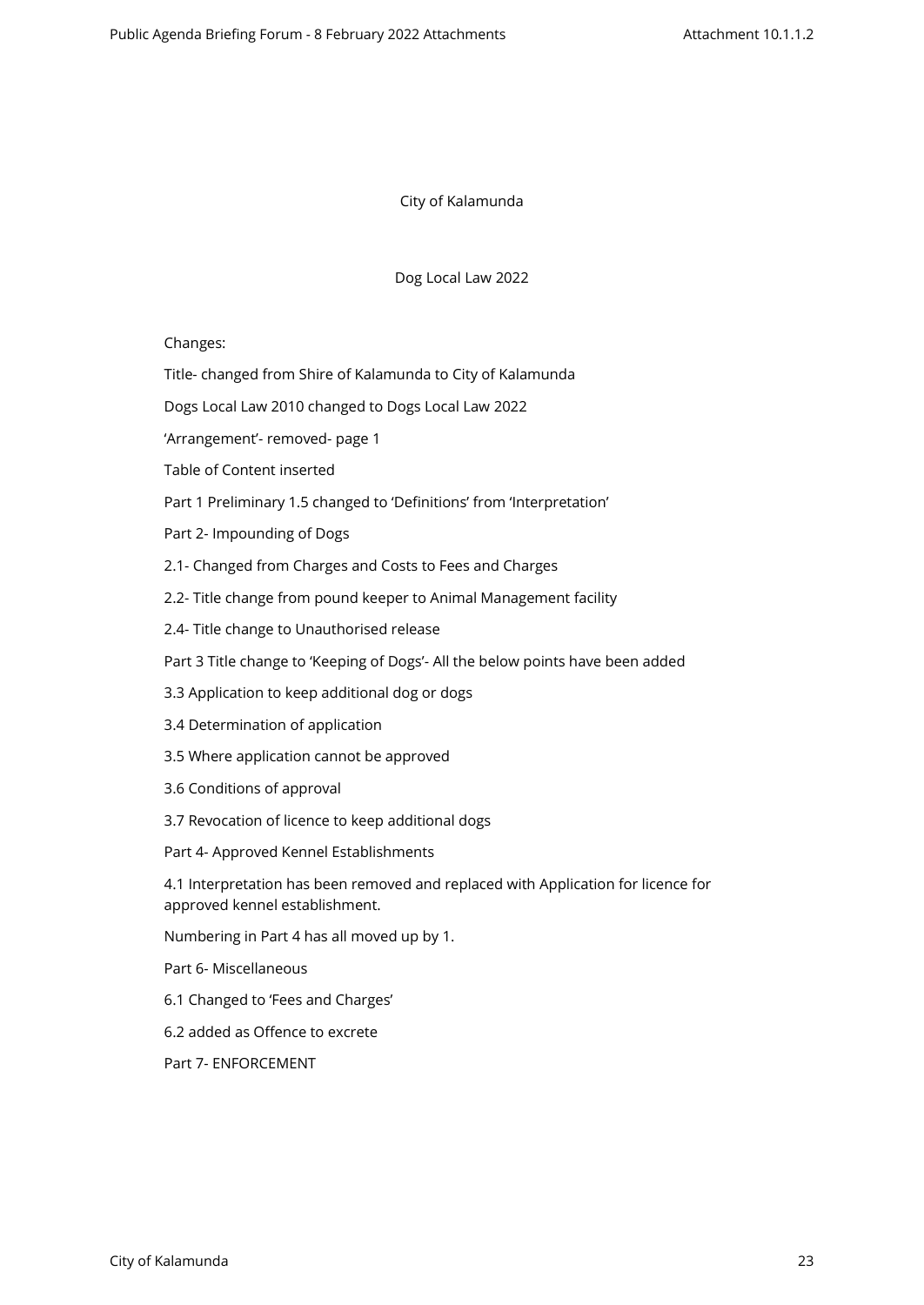City of Kalamunda

Dog Local Law 2022

Changes:

Title- changed from Shire of Kalamunda to City of Kalamunda

Dogs Local Law 2010 changed to Dogs Local Law 2022

'Arrangement'- removed- page 1

Table of Content inserted

Part 1 Preliminary 1.5 changed to 'Definitions' from 'Interpretation'

Part 2- Impounding of Dogs

2.1- Changed from Charges and Costs to Fees and Charges

2.2- Title change from pound keeper to Animal Management facility

2.4- Title change to Unauthorised release

Part 3 Title change to 'Keeping of Dogs'- All the below points have been added

3.3 Application to keep additional dog or dogs

3.4 Determination of application

3.5 Where application cannot be approved

3.6 Conditions of approval

3.7 Revocation of licence to keep additional dogs

Part 4- Approved Kennel Establishments

4.1 Interpretation has been removed and replaced with Application for licence for approved kennel establishment.

Numbering in Part 4 has all moved up by 1.

Part 6- Miscellaneous

6.1 Changed to 'Fees and Charges'

6.2 added as Offence to excrete

Part 7- ENFORCEMENT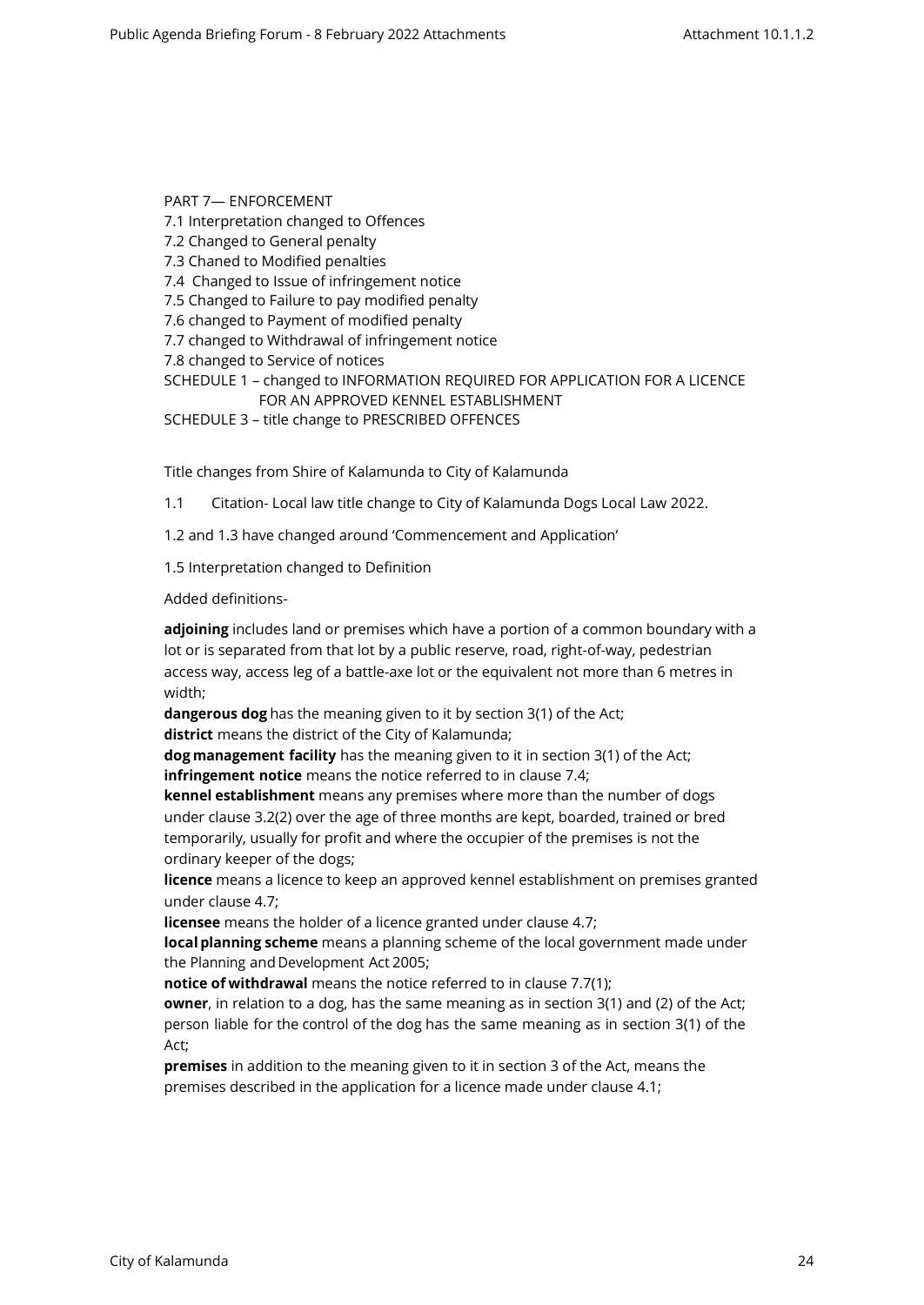PART 7— ENFORCEMENT
7.1 Interpretation changed to Offences
7.2 Changed to General penalty
7.3 Chaned to Modified penalties
7.4 Changed to Issue of infringement notice
7.5 Changed to Failure to pay modified penalty
7.6 changed to Payment of modified penalty
7.7 changed to Withdrawal of infringement notice
7.8 changed to Service of notices
SCHEDULE 1 – changed to INFORMATION REQUIRED FOR APPLICATION FOR A LICENCE FOR AN APPROVED KENNEL ESTABLISHMENT
SCHEDULE 3 – title change to PRESCRIBED OFFENCES

Title changes from Shire of Kalamunda to City of Kalamunda

1.1 Citation- Local law title change to City of Kalamunda Dogs Local Law 2022.

1.2 and 1.3 have changed around 'Commencement and Application'

1.5 Interpretation changed to Definition

Added definitions-

**adjoining** includes land or premises which have a portion of a common boundary with a lot or is separated from that lot by a public reserve, road, right-of-way, pedestrian access way, access leg of a battle-axe lot or the equivalent not more than 6 metres in width;

**dangerous dog** has the meaning given to it by section 3(1) of the Act;

**district** means the district of the City of Kalamunda;

**dog management facility** has the meaning given to it in section 3(1) of the Act;

**infringement notice** means the notice referred to in clause 7.4;

**kennel establishment** means any premises where more than the number of dogs under clause 3.2(2) over the age of three months are kept, boarded, trained or bred temporarily, usually for profit and where the occupier of the premises is not the ordinary keeper of the dogs;

**licence** means a licence to keep an approved kennel establishment on premises granted under clause 4.7;

**licensee** means the holder of a licence granted under clause 4.7;

**local planning scheme** means a planning scheme of the local government made under the Planning and Development Act 2005;

**notice of withdrawal** means the notice referred to in clause 7.7(1);

**owner**, in relation to a dog, has the same meaning as in section 3(1) and (2) of the Act;
person liable for the control of the dog has the same meaning as in section 3(1) of the Act;

**premises** in addition to the meaning given to it in section 3 of the Act, means the premises described in the application for a licence made under clause 4.1;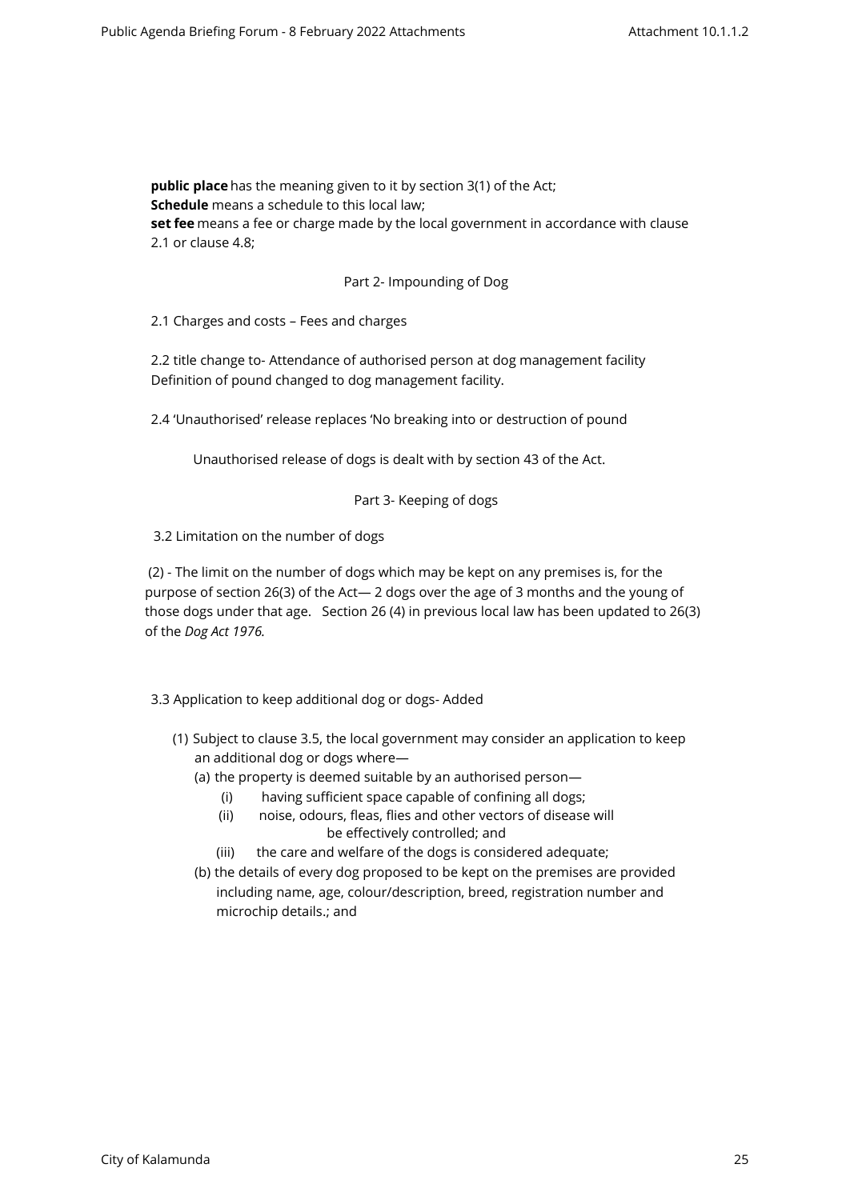**public place** has the meaning given to it by section 3(1) of the Act;
**Schedule** means a schedule to this local law;
**set fee** means a fee or charge made by the local government in accordance with clause 2.1 or clause 4.8;

Part 2- Impounding of Dog

2.1 Charges and costs – Fees and charges

2.2 title change to- Attendance of authorised person at dog management facility
Definition of pound changed to dog management facility.

2.4 'Unauthorised' release replaces 'No breaking into or destruction of pound

Unauthorised release of dogs is dealt with by section 43 of the Act.

Part 3- Keeping of dogs

3.2 Limitation on the number of dogs

(2) - The limit on the number of dogs which may be kept on any premises is, for the purpose of section 26(3) of the Act— 2 dogs over the age of 3 months and the young of those dogs under that age. Section 26 (4) in previous local law has been updated to 26(3) of the *Dog Act 1976.*

3.3 Application to keep additional dog or dogs- Added

(1) Subject to clause 3.5, the local government may consider an application to keep an additional dog or dogs where—
  (a) the property is deemed suitable by an authorised person—
    (i) having sufficient space capable of confining all dogs;
    (ii) noise, odours, fleas, flies and other vectors of disease will be effectively controlled; and
    (iii) the care and welfare of the dogs is considered adequate;
  (b) the details of every dog proposed to be kept on the premises are provided including name, age, colour/description, breed, registration number and microchip details.; and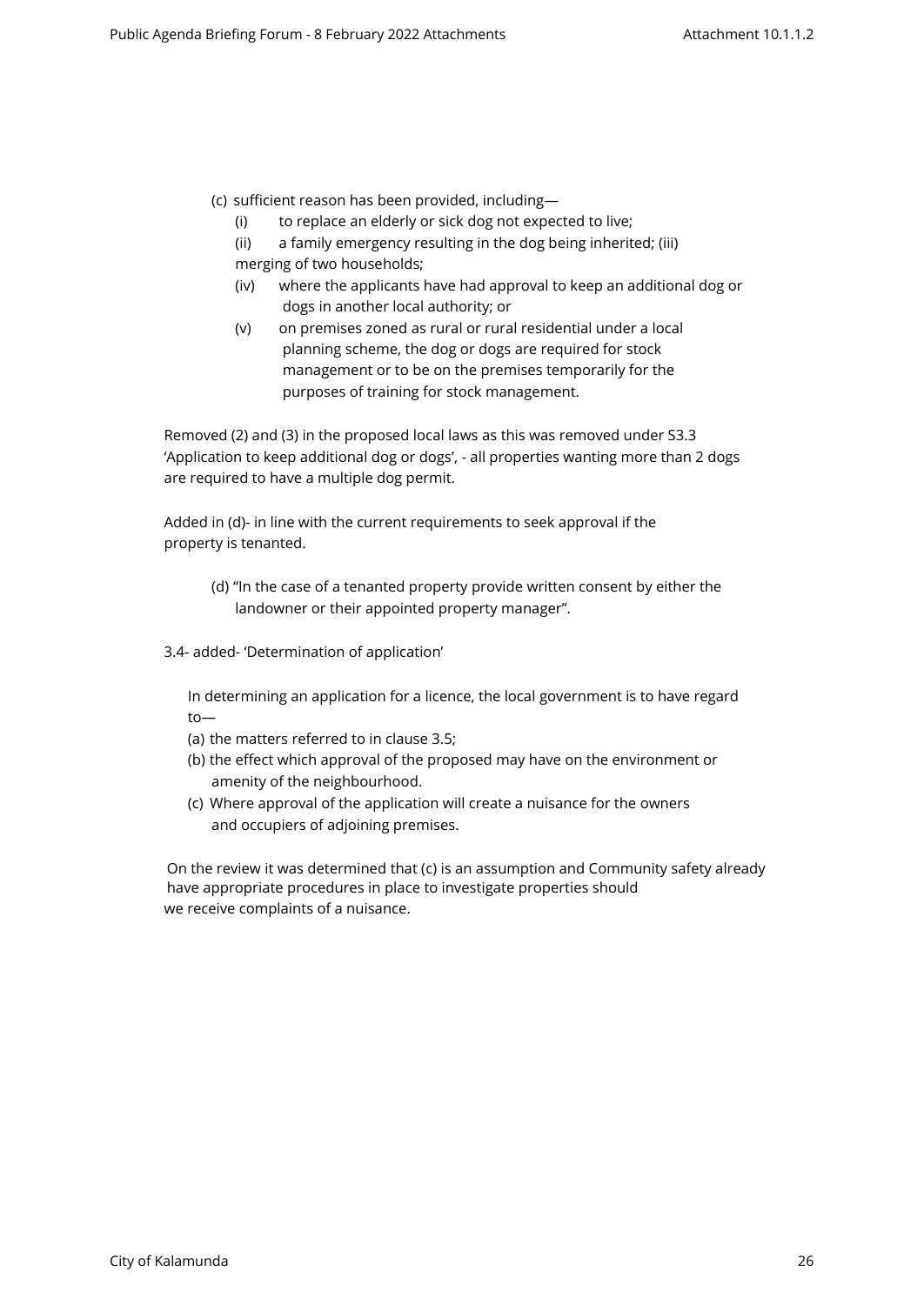(c) sufficient reason has been provided, including—

- (i) to replace an elderly or sick dog not expected to live;
- (ii) a family emergency resulting in the dog being inherited; (iii) merging of two households;
- (iv) where the applicants have had approval to keep an additional dog or dogs in another local authority; or
- (v) on premises zoned as rural or rural residential under a local planning scheme, the dog or dogs are required for stock management or to be on the premises temporarily for the purposes of training for stock management.

Removed (2) and (3) in the proposed local laws as this was removed under S3.3 'Application to keep additional dog or dogs', - all properties wanting more than 2 dogs are required to have a multiple dog permit.

Added in (d)- in line with the current requirements to seek approval if the property is tenanted.

(d) "In the case of a tenanted property provide written consent by either the landowner or their appointed property manager".

3.4- added- 'Determination of application'

In determining an application for a licence, the local government is to have regard to—

(a) the matters referred to in clause 3.5;

(b) the effect which approval of the proposed may have on the environment or amenity of the neighbourhood.

(c) Where approval of the application will create a nuisance for the owners and occupiers of adjoining premises.

On the review it was determined that (c) is an assumption and Community safety already have appropriate procedures in place to investigate properties should we receive complaints of a nuisance.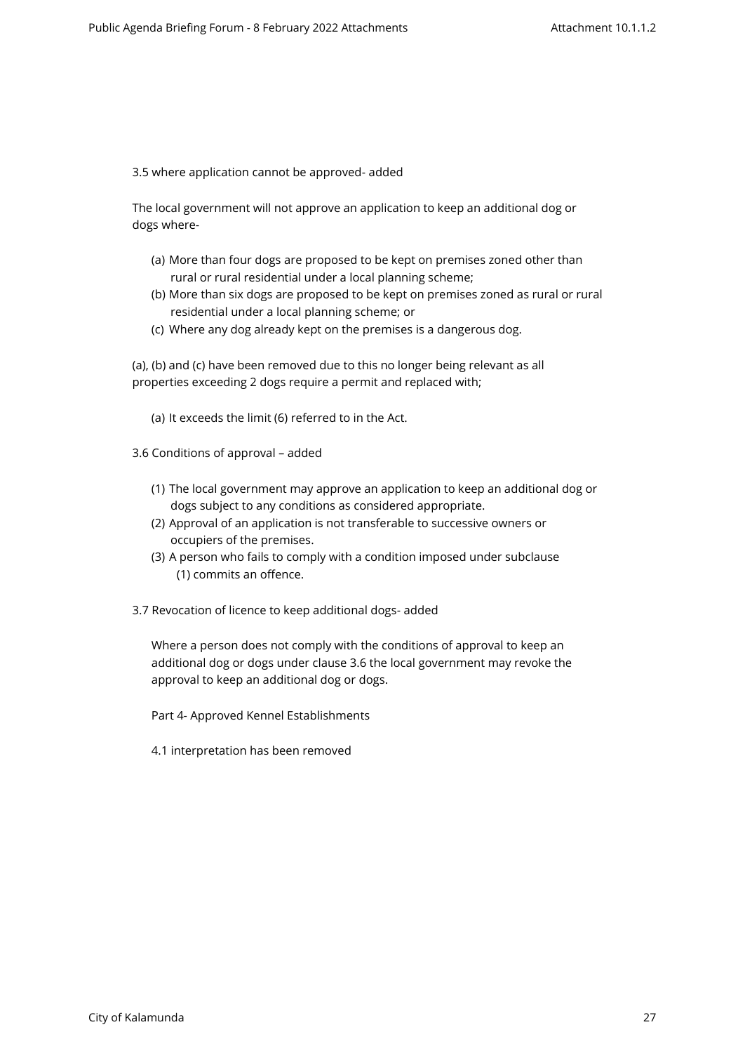3.5 where application cannot be approved- added

The local government will not approve an application to keep an additional dog or dogs where-

(a) More than four dogs are proposed to be kept on premises zoned other than rural or rural residential under a local planning scheme;
(b) More than six dogs are proposed to be kept on premises zoned as rural or rural residential under a local planning scheme; or
(c) Where any dog already kept on the premises is a dangerous dog.

(a), (b) and (c) have been removed due to this no longer being relevant as all properties exceeding 2 dogs require a permit and replaced with;

(a) It exceeds the limit (6) referred to in the Act.

3.6 Conditions of approval – added

(1) The local government may approve an application to keep an additional dog or dogs subject to any conditions as considered appropriate.
(2) Approval of an application is not transferable to successive owners or occupiers of the premises.
(3) A person who fails to comply with a condition imposed under subclause (1) commits an offence.

3.7 Revocation of licence to keep additional dogs- added

Where a person does not comply with the conditions of approval to keep an additional dog or dogs under clause 3.6 the local government may revoke the approval to keep an additional dog or dogs.

Part 4- Approved Kennel Establishments

4.1 interpretation has been removed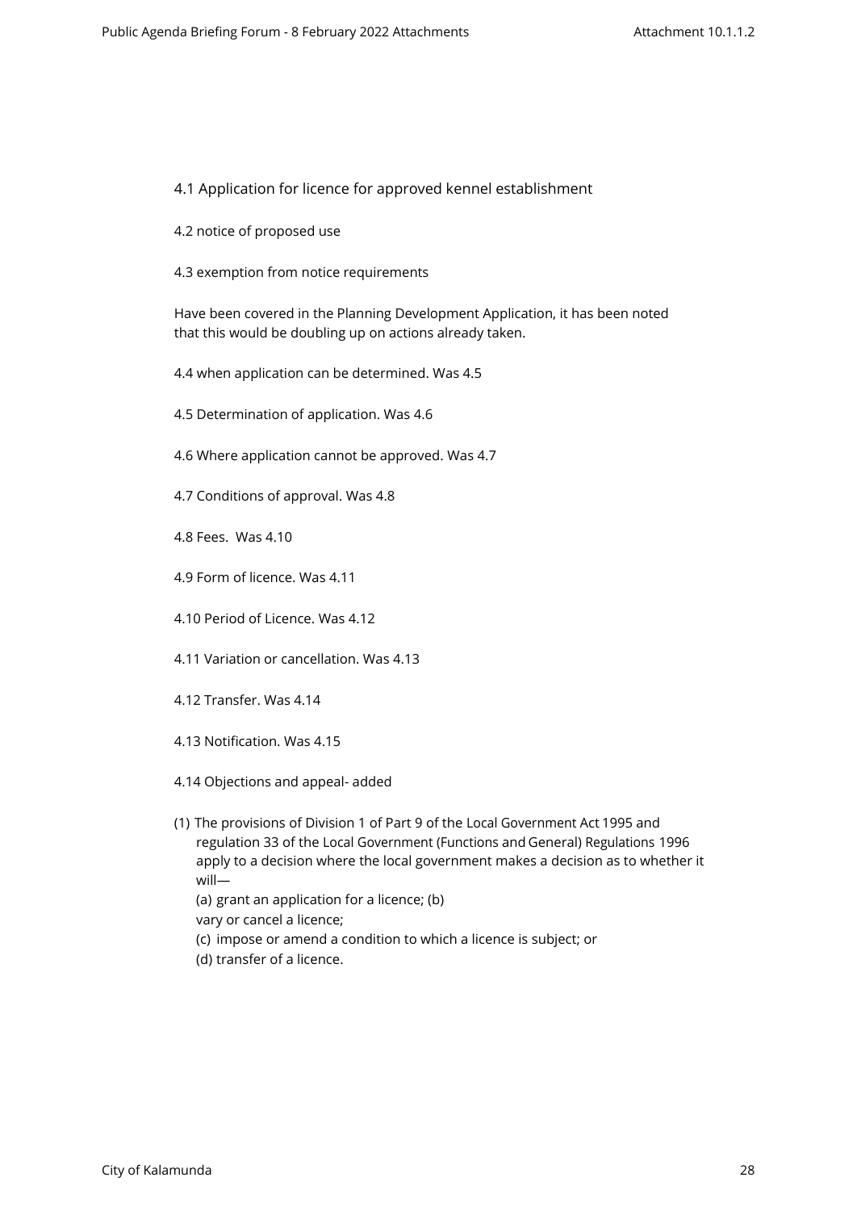4.1 Application for licence for approved kennel establishment

4.2 notice of proposed use

4.3 exemption from notice requirements

Have been covered in the Planning Development Application, it has been noted that this would be doubling up on actions already taken.

4.4 when application can be determined. Was 4.5

4.5 Determination of application. Was 4.6

4.6 Where application cannot be approved. Was 4.7

4.7 Conditions of approval. Was 4.8

4.8 Fees.  Was 4.10

4.9 Form of licence. Was 4.11

4.10 Period of Licence. Was 4.12

4.11 Variation or cancellation. Was 4.13

4.12 Transfer. Was 4.14

4.13 Notification. Was 4.15

4.14 Objections and appeal- added

(1) The provisions of Division 1 of Part 9 of the Local Government Act 1995 and regulation 33 of the Local Government (Functions and General) Regulations 1996 apply to a decision where the local government makes a decision as to whether it will—

(a) grant an application for a licence; (b)
vary or cancel a licence;
(c) impose or amend a condition to which a licence is subject; or
(d) transfer of a licence.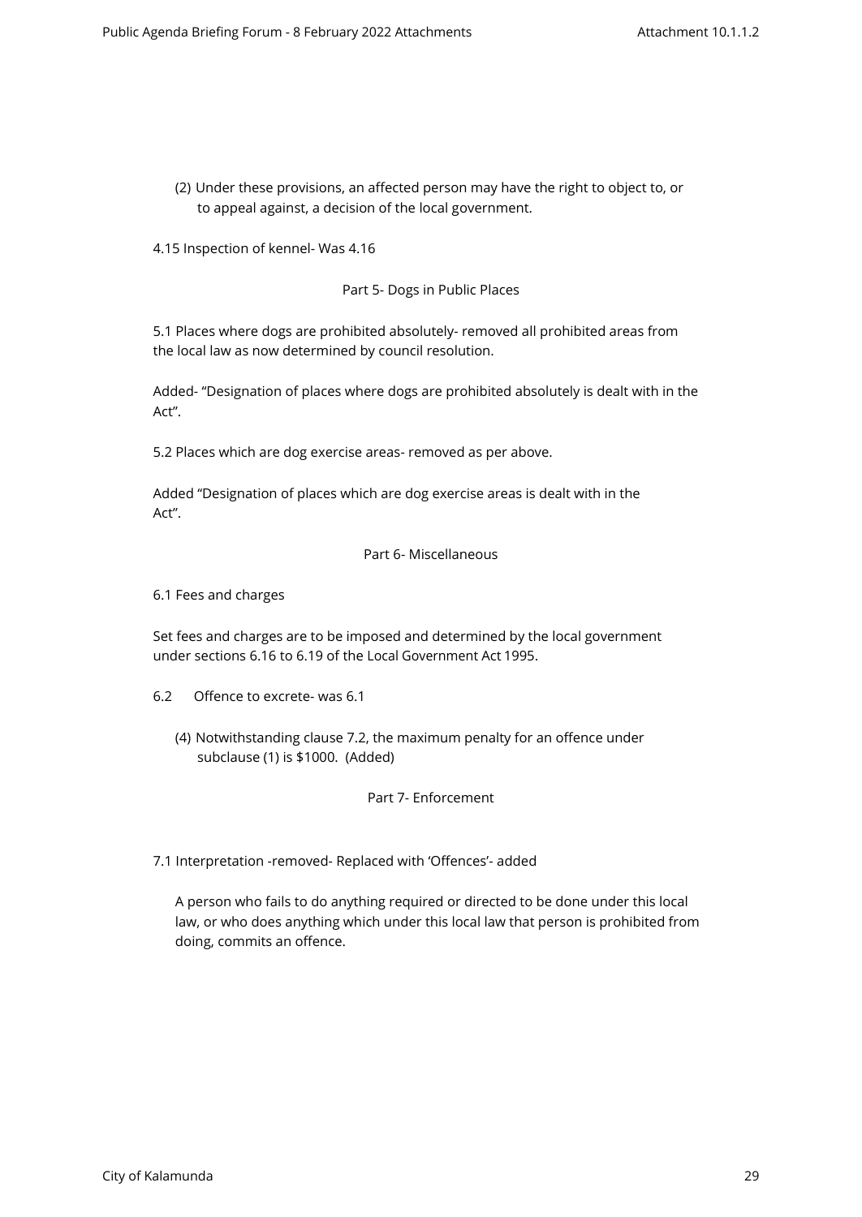(2) Under these provisions, an affected person may have the right to object to, or to appeal against, a decision of the local government.

4.15 Inspection of kennel- Was 4.16

## Part 5- Dogs in Public Places

5.1 Places where dogs are prohibited absolutely- removed all prohibited areas from the local law as now determined by council resolution.

Added- "Designation of places where dogs are prohibited absolutely is dealt with in the Act".

5.2 Places which are dog exercise areas- removed as per above.

Added "Designation of places which are dog exercise areas is dealt with in the Act".

## Part 6- Miscellaneous

6.1 Fees and charges

Set fees and charges are to be imposed and determined by the local government under sections 6.16 to 6.19 of the Local Government Act 1995.

6.2 Offence to excrete- was 6.1

(4) Notwithstanding clause 7.2, the maximum penalty for an offence under subclause (1) is $1000. (Added)

## Part 7- Enforcement

7.1 Interpretation -removed- Replaced with 'Offences'- added

A person who fails to do anything required or directed to be done under this local law, or who does anything which under this local law that person is prohibited from doing, commits an offence.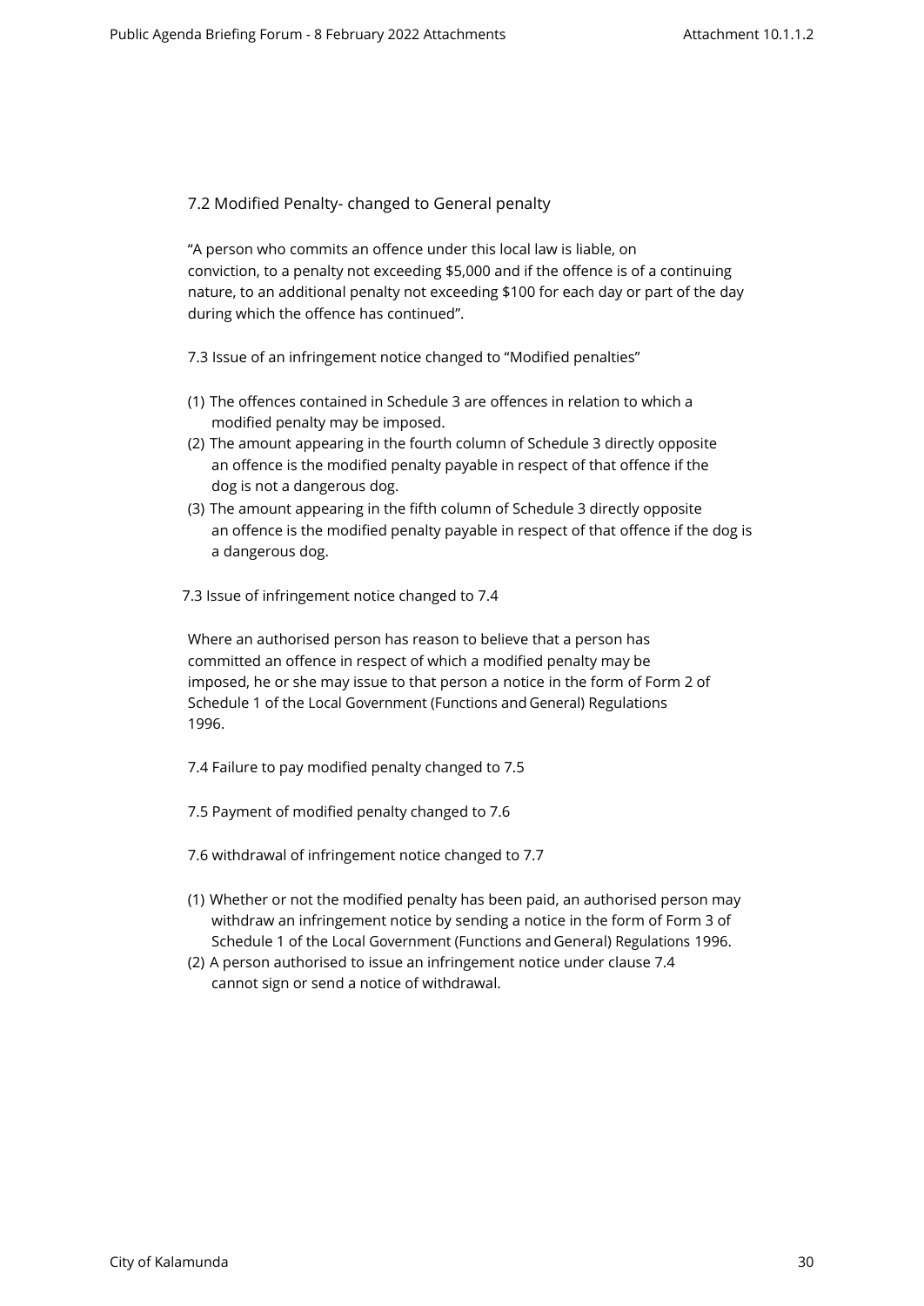7.2 Modified Penalty- changed to General penalty

"A person who commits an offence under this local law is liable, on conviction, to a penalty not exceeding $5,000 and if the offence is of a continuing nature, to an additional penalty not exceeding $100 for each day or part of the day during which the offence has continued".

7.3 Issue of an infringement notice changed to "Modified penalties"

(1) The offences contained in Schedule 3 are offences in relation to which a modified penalty may be imposed.
(2) The amount appearing in the fourth column of Schedule 3 directly opposite an offence is the modified penalty payable in respect of that offence if the dog is not a dangerous dog.
(3) The amount appearing in the fifth column of Schedule 3 directly opposite an offence is the modified penalty payable in respect of that offence if the dog is a dangerous dog.

7.3 Issue of infringement notice changed to 7.4

Where an authorised person has reason to believe that a person has committed an offence in respect of which a modified penalty may be imposed, he or she may issue to that person a notice in the form of Form 2 of Schedule 1 of the Local Government (Functions and General) Regulations 1996.

7.4 Failure to pay modified penalty changed to 7.5

7.5 Payment of modified penalty changed to 7.6

7.6 withdrawal of infringement notice changed to 7.7

(1) Whether or not the modified penalty has been paid, an authorised person may withdraw an infringement notice by sending a notice in the form of Form 3 of Schedule 1 of the Local Government (Functions and General) Regulations 1996.
(2) A person authorised to issue an infringement notice under clause 7.4 cannot sign or send a notice of withdrawal.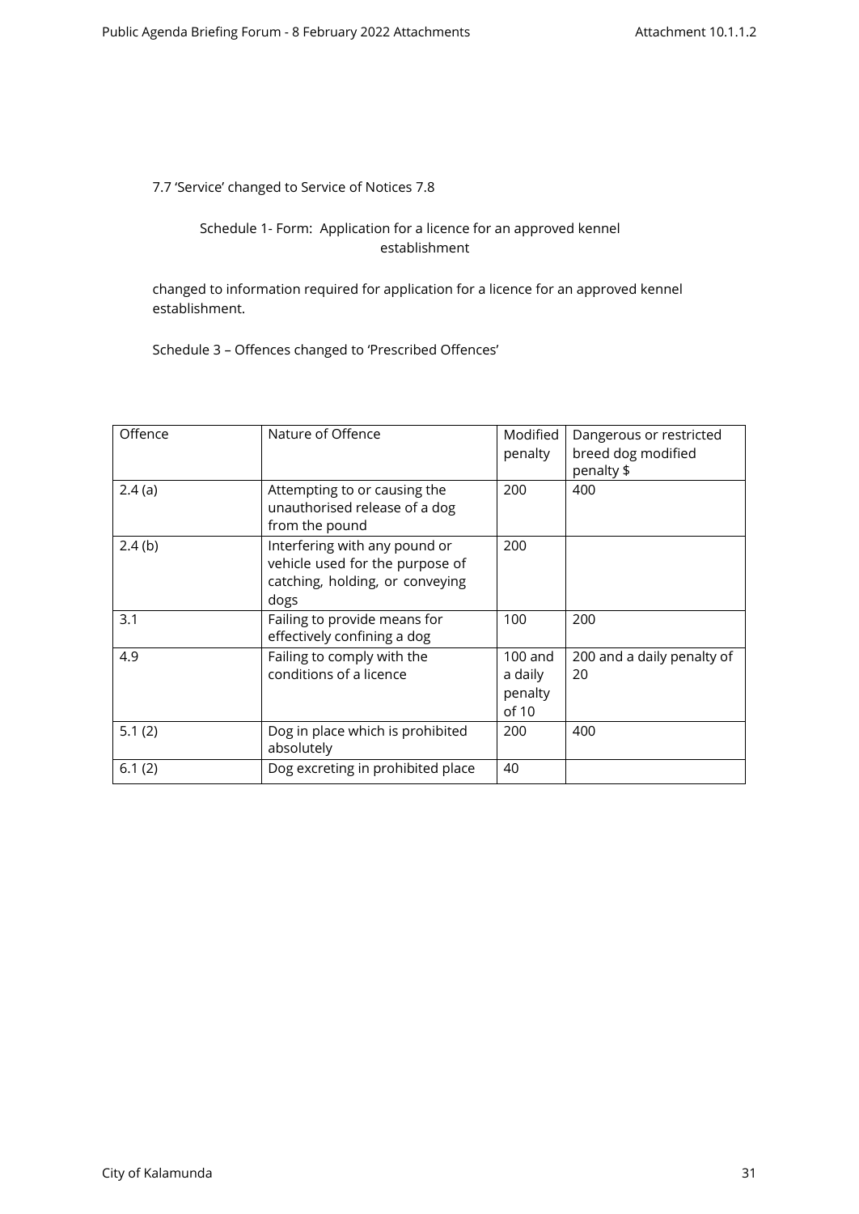7.7 'Service' changed to Service of Notices 7.8

Schedule 1- Form: Application for a licence for an approved kennel establishment

changed to information required for application for a licence for an approved kennel establishment.

Schedule 3 – Offences changed to 'Prescribed Offences'

| Offence | Nature of Offence | Modified penalty | Dangerous or restricted breed dog modified penalty $ |
|---|---|---|---|
| 2.4 (a) | Attempting to or causing the unauthorised release of a dog from the pound | 200 | 400 |
| 2.4 (b) | Interfering with any pound or vehicle used for the purpose of catching, holding, or conveying dogs | 200 | |
| 3.1 | Failing to provide means for effectively confining a dog | 100 | 200 |
| 4.9 | Failing to comply with the conditions of a licence | 100 and a daily penalty of 10 | 200 and a daily penalty of 20 |
| 5.1 (2) | Dog in place which is prohibited absolutely | 200 | 400 |
| 6.1 (2) | Dog excreting in prohibited place | 40 | |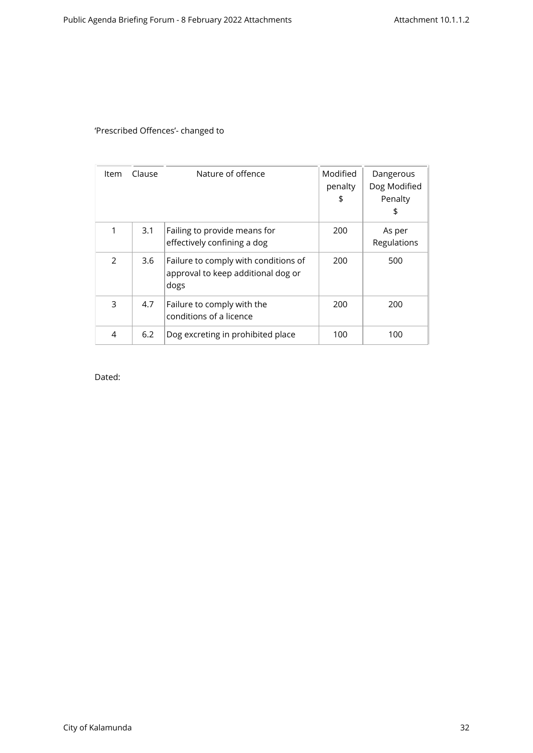'Prescribed Offences'- changed to

| Item | Clause | Nature of offence | Modified penalty $ | Dangerous Dog Modified Penalty $ |
|---|---|---|---|---|
| 1 | 3.1 | Failing to provide means for effectively confining a dog | 200 | As per Regulations |
| 2 | 3.6 | Failure to comply with conditions of approval to keep additional dog or dogs | 200 | 500 |
| 3 | 4.7 | Failure to comply with the conditions of a licence | 200 | 200 |
| 4 | 6.2 | Dog excreting in prohibited place | 100 | 100 |

Dated: